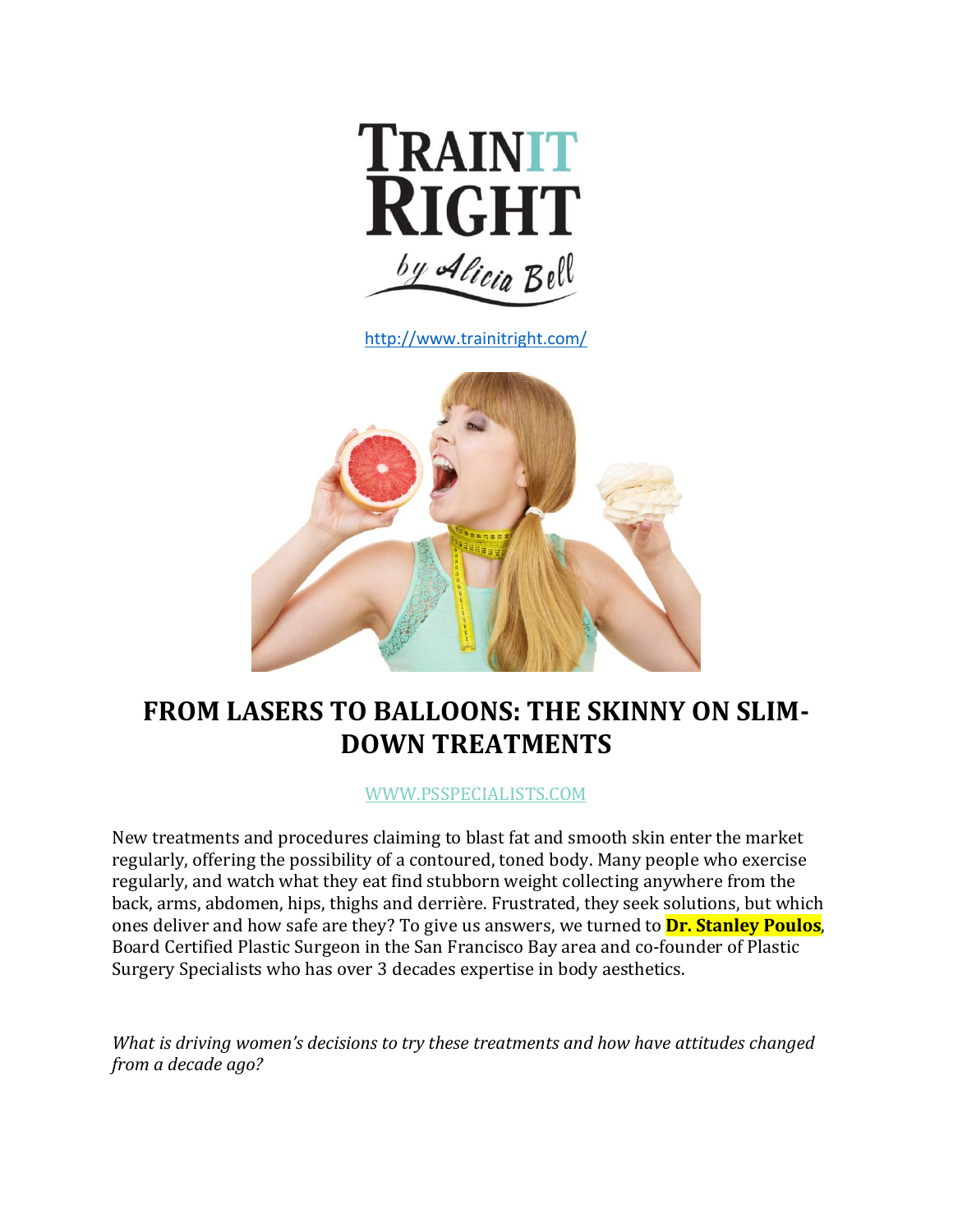TRAIN IT RIGHT by Alicia Bell

http://www.trainitright.com/

# FROM LASERS TO BALLOONS: THE SKINNY ON SLIM-DOWN TREATMENTS

WWW.PSSPECIALISTS.COM

New treatments and procedures claiming to blast fat and smooth skin enter the market regularly, offering the possibility of a contoured, toned body. Many people who exercise regularly, and watch what they eat find stubborn weight collecting anywhere from the back, arms, abdomen, hips, thighs and derrière. Frustrated, they seek solutions, but which ones deliver and how safe are they? To give us answers, we turned to **Dr. Stanley Poulos**, Board Certified Plastic Surgeon in the San Francisco Bay area and co-founder of Plastic Surgery Specialists who has over 3 decades expertise in body aesthetics.

*What is driving women's decisions to try these treatments and how have attitudes changed from a decade ago?*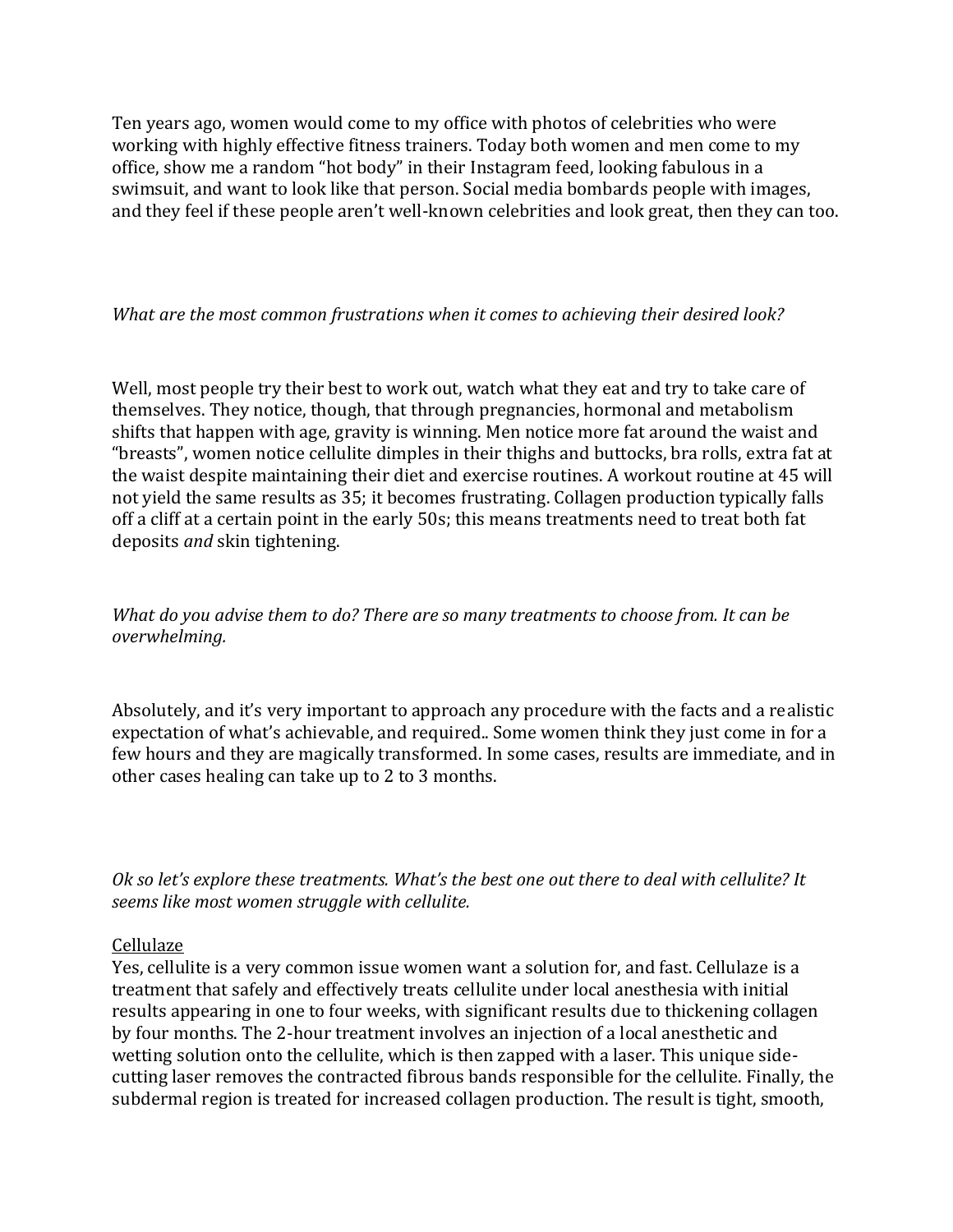Ten years ago, women would come to my office with photos of celebrities who were working with highly effective fitness trainers. Today both women and men come to my office, show me a random "hot body" in their Instagram feed, looking fabulous in a swimsuit, and want to look like that person. Social media bombards people with images, and they feel if these people aren't well-known celebrities and look great, then they can too.

*What are the most common frustrations when it comes to achieving their desired look?*

Well, most people try their best to work out, watch what they eat and try to take care of themselves. They notice, though, that through pregnancies, hormonal and metabolism shifts that happen with age, gravity is winning. Men notice more fat around the waist and "breasts", women notice cellulite dimples in their thighs and buttocks, bra rolls, extra fat at the waist despite maintaining their diet and exercise routines. A workout routine at 45 will not yield the same results as 35; it becomes frustrating. Collagen production typically falls off a cliff at a certain point in the early 50s; this means treatments need to treat both fat deposits *and* skin tightening.

*What do you advise them to do? There are so many treatments to choose from. It can be overwhelming.*

Absolutely, and it's very important to approach any procedure with the facts and a realistic expectation of what's achievable, and required.. Some women think they just come in for a few hours and they are magically transformed. In some cases, results are immediate, and in other cases healing can take up to 2 to 3 months.

*Ok so let's explore these treatments. What's the best one out there to deal with cellulite? It seems like most women struggle with cellulite.*

<u>Cellulaze</u>
Yes, cellulite is a very common issue women want a solution for, and fast. Cellulaze is a treatment that safely and effectively treats cellulite under local anesthesia with initial results appearing in one to four weeks, with significant results due to thickening collagen by four months. The 2-hour treatment involves an injection of a local anesthetic and wetting solution onto the cellulite, which is then zapped with a laser. This unique side-cutting laser removes the contracted fibrous bands responsible for the cellulite. Finally, the subdermal region is treated for increased collagen production. The result is tight, smooth,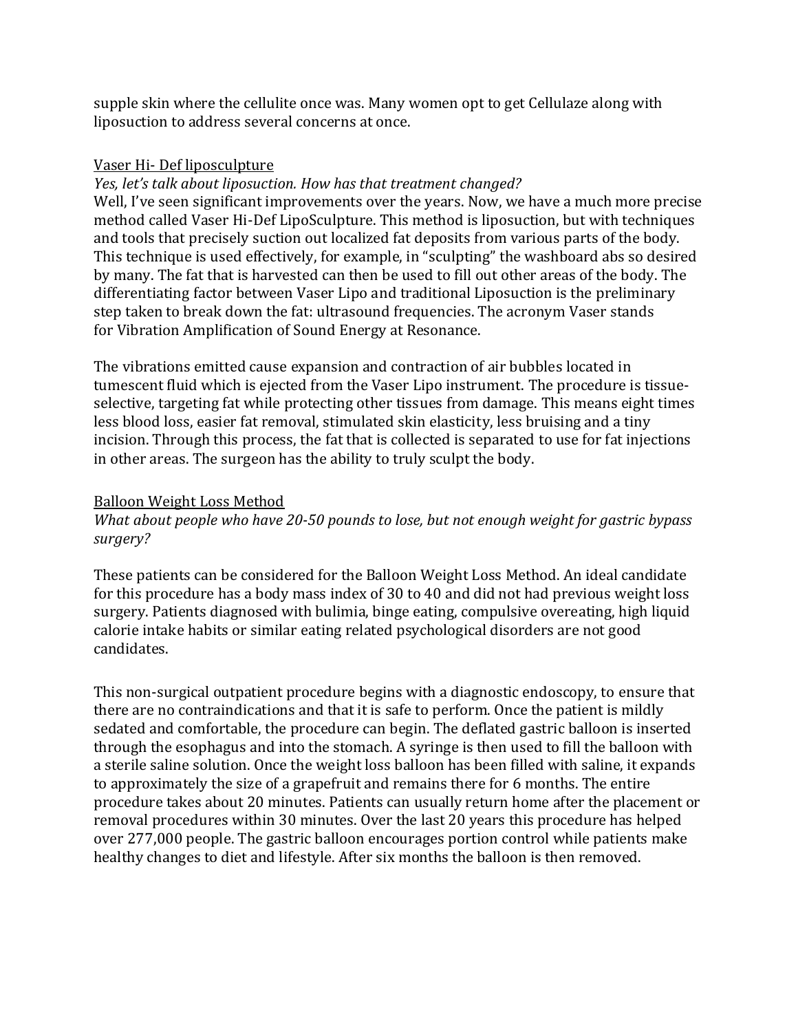supple skin where the cellulite once was. Many women opt to get Cellulaze along with liposuction to address several concerns at once.

<u>Vaser Hi- Def liposculpture</u>

*Yes, let's talk about liposuction. How has that treatment changed?*

Well, I've seen significant improvements over the years. Now, we have a much more precise method called Vaser Hi-Def LipoSculpture. This method is liposuction, but with techniques and tools that precisely suction out localized fat deposits from various parts of the body. This technique is used effectively, for example, in "sculpting" the washboard abs so desired by many. The fat that is harvested can then be used to fill out other areas of the body. The differentiating factor between Vaser Lipo and traditional Liposuction is the preliminary step taken to break down the fat: ultrasound frequencies. The acronym Vaser stands for Vibration Amplification of Sound Energy at Resonance.

The vibrations emitted cause expansion and contraction of air bubbles located in tumescent fluid which is ejected from the Vaser Lipo instrument. The procedure is tissue-selective, targeting fat while protecting other tissues from damage. This means eight times less blood loss, easier fat removal, stimulated skin elasticity, less bruising and a tiny incision. Through this process, the fat that is collected is separated to use for fat injections in other areas. The surgeon has the ability to truly sculpt the body.

<u>Balloon Weight Loss Method</u>

*What about people who have 20-50 pounds to lose, but not enough weight for gastric bypass surgery?*

These patients can be considered for the Balloon Weight Loss Method. An ideal candidate for this procedure has a body mass index of 30 to 40 and did not had previous weight loss surgery. Patients diagnosed with bulimia, binge eating, compulsive overeating, high liquid calorie intake habits or similar eating related psychological disorders are not good candidates.

This non-surgical outpatient procedure begins with a diagnostic endoscopy, to ensure that there are no contraindications and that it is safe to perform. Once the patient is mildly sedated and comfortable, the procedure can begin. The deflated gastric balloon is inserted through the esophagus and into the stomach. A syringe is then used to fill the balloon with a sterile saline solution. Once the weight loss balloon has been filled with saline, it expands to approximately the size of a grapefruit and remains there for 6 months. The entire procedure takes about 20 minutes. Patients can usually return home after the placement or removal procedures within 30 minutes. Over the last 20 years this procedure has helped over 277,000 people. The gastric balloon encourages portion control while patients make healthy changes to diet and lifestyle. After six months the balloon is then removed.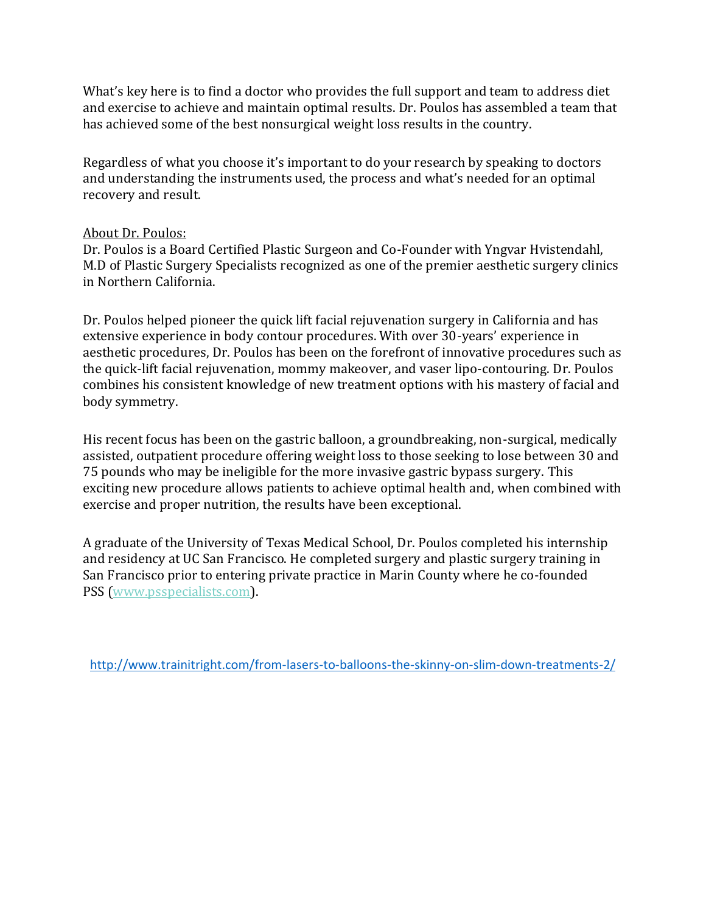What's key here is to find a doctor who provides the full support and team to address diet and exercise to achieve and maintain optimal results. Dr. Poulos has assembled a team that has achieved some of the best nonsurgical weight loss results in the country.

Regardless of what you choose it's important to do your research by speaking to doctors and understanding the instruments used, the process and what's needed for an optimal recovery and result.

<u>About Dr. Poulos:</u>
Dr. Poulos is a Board Certified Plastic Surgeon and Co-Founder with Yngvar Hvistendahl, M.D of Plastic Surgery Specialists recognized as one of the premier aesthetic surgery clinics in Northern California.

Dr. Poulos helped pioneer the quick lift facial rejuvenation surgery in California and has extensive experience in body contour procedures. With over 30-years' experience in aesthetic procedures, Dr. Poulos has been on the forefront of innovative procedures such as the quick-lift facial rejuvenation, mommy makeover, and vaser lipo-contouring. Dr. Poulos combines his consistent knowledge of new treatment options with his mastery of facial and body symmetry.

His recent focus has been on the gastric balloon, a groundbreaking, non-surgical, medically assisted, outpatient procedure offering weight loss to those seeking to lose between 30 and 75 pounds who may be ineligible for the more invasive gastric bypass surgery. This exciting new procedure allows patients to achieve optimal health and, when combined with exercise and proper nutrition, the results have been exceptional.

A graduate of the University of Texas Medical School, Dr. Poulos completed his internship and residency at UC San Francisco. He completed surgery and plastic surgery training in San Francisco prior to entering private practice in Marin County where he co-founded PSS ([www.psspecialists.com](http://www.psspecialists.com)).

[http://www.trainitright.com/from-lasers-to-balloons-the-skinny-on-slim-down-treatments-2/](http://www.trainitright.com/from-lasers-to-balloons-the-skinny-on-slim-down-treatments-2/)